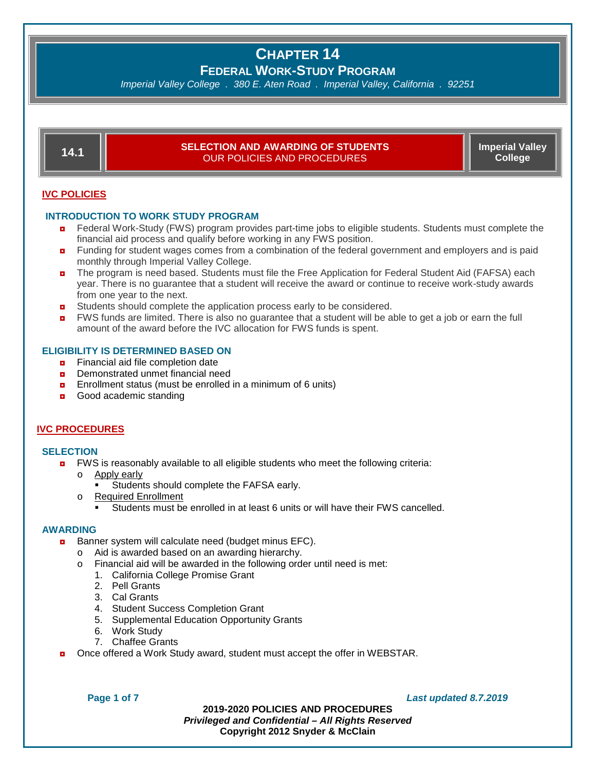# CHAPTER 14

## FEDERAL WORK-STUDY PROGRAM

*Imperial Valley College . 380 E. Aten Road . Imperial Valley, California . 92251*

## 14.1 SELECTION AND AWARDING OF STUDENTS

OUR POLICIES AND PROCEDURES

**Imperial Valley College**

### IVC POLICIES

#### INTRODUCTION TO WORK STUDY PROGRAM

- Federal Work-Study (FWS) program provides part-time jobs to eligible students. Students must complete the financial aid process and qualify before working in any FWS position.
- Funding for student wages comes from a combination of the federal government and employers and is paid monthly through Imperial Valley College.
- The program is need based. Students must file the Free Application for Federal Student Aid (FAFSA) each year. There is no guarantee that a student will receive the award or continue to receive work-study awards from one year to the next.
- Students should complete the application process early to be considered.
- FWS funds are limited. There is also no guarantee that a student will be able to get a job or earn the full amount of the award before the IVC allocation for FWS funds is spent.

#### ELIGIBILITY IS DETERMINED BASED ON

- Financial aid file completion date
- Demonstrated unmet financial need
- Enrollment status (must be enrolled in a minimum of 6 units)
- Good academic standing

### IVC PROCEDURES

#### SELECTION

- FWS is reasonably available to all eligible students who meet the following criteria:
  - Apply early
    - Students should complete the FAFSA early.
  - Required Enrollment
    - Students must be enrolled in at least 6 units or will have their FWS cancelled.

#### AWARDING

- Banner system will calculate need (budget minus EFC).
  - Aid is awarded based on an awarding hierarchy.
  - Financial aid will be awarded in the following order until need is met:
    1. California College Promise Grant
    2. Pell Grants
    3. Cal Grants
    4. Student Success Completion Grant
    5. Supplemental Education Opportunity Grants
    6. Work Study
    7. Chaffee Grants
- Once offered a Work Study award, student must accept the offer in WEBSTAR.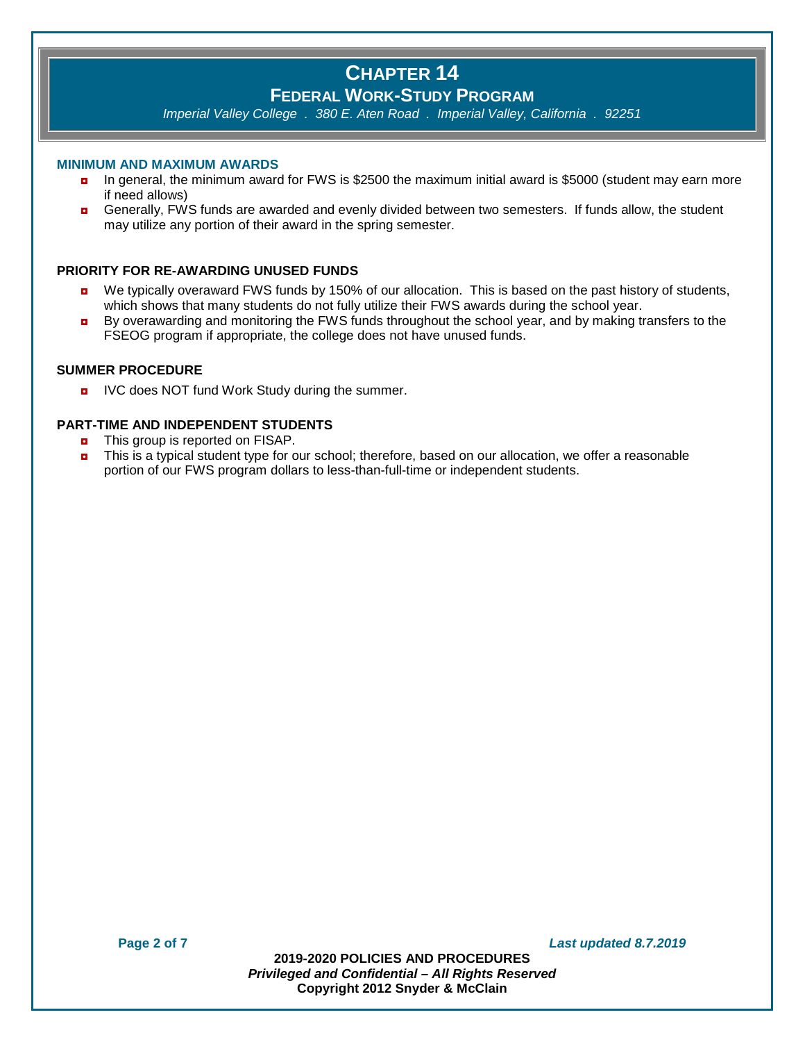# CHAPTER 14

## FEDERAL WORK-STUDY PROGRAM

*Imperial Valley College . 380 E. Aten Road . Imperial Valley, California . 92251*

### MINIMUM AND MAXIMUM AWARDS

- In general, the minimum award for FWS is $2500 the maximum initial award is $5000 (student may earn more if need allows)
- Generally, FWS funds are awarded and evenly divided between two semesters. If funds allow, the student may utilize any portion of their award in the spring semester.

### PRIORITY FOR RE-AWARDING UNUSED FUNDS

- We typically overaward FWS funds by 150% of our allocation. This is based on the past history of students, which shows that many students do not fully utilize their FWS awards during the school year.
- By overawarding and monitoring the FWS funds throughout the school year, and by making transfers to the FSEOG program if appropriate, the college does not have unused funds.

### SUMMER PROCEDURE

- IVC does NOT fund Work Study during the summer.

### PART-TIME AND INDEPENDENT STUDENTS

- This group is reported on FISAP.
- This is a typical student type for our school; therefore, based on our allocation, we offer a reasonable portion of our FWS program dollars to less-than-full-time or independent students.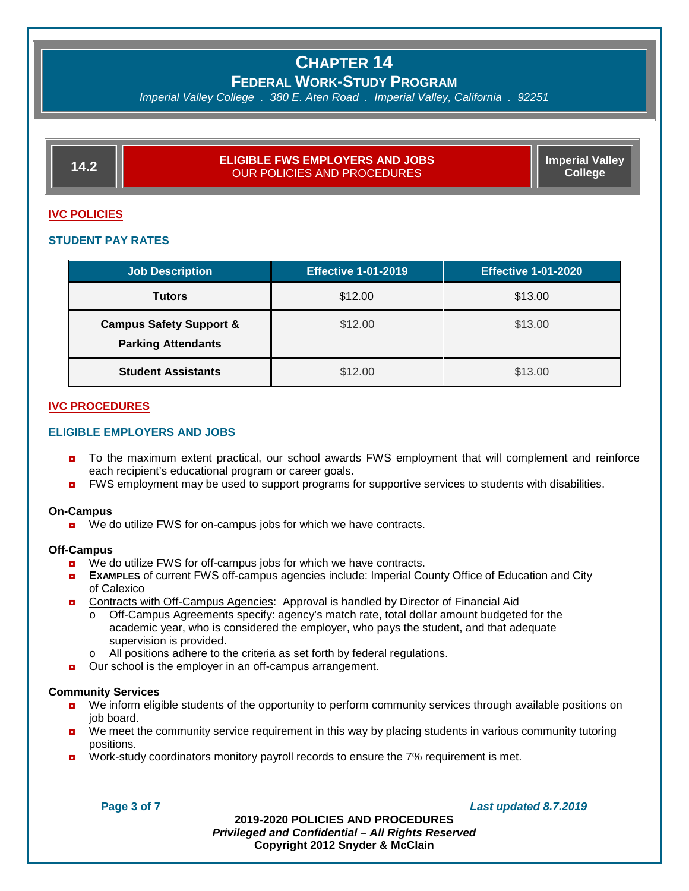# CHAPTER 14

## FEDERAL WORK-STUDY PROGRAM

*Imperial Valley College . 380 E. Aten Road . Imperial Valley, California . 92251*

| 14.2 | **ELIGIBLE FWS EMPLOYERS AND JOBS** OUR POLICIES AND PROCEDURES | **Imperial Valley College** |
|---|---|---|

## IVC POLICIES

### STUDENT PAY RATES

| Job Description | Effective 1-01-2019 | Effective 1-01-2020 |
|---|---|---|
| **Tutors** | $12.00 | $13.00 |
| **Campus Safety Support & Parking Attendants** | $12.00 | $13.00 |
| **Student Assistants** | $12.00 | $13.00 |

## IVC PROCEDURES

### ELIGIBLE EMPLOYERS AND JOBS

- To the maximum extent practical, our school awards FWS employment that will complement and reinforce each recipient's educational program or career goals.
- FWS employment may be used to support programs for supportive services to students with disabilities.

**On-Campus**

- We do utilize FWS for on-campus jobs for which we have contracts.

**Off-Campus**

- We do utilize FWS for off-campus jobs for which we have contracts.
- **EXAMPLES** of current FWS off-campus agencies include: Imperial County Office of Education and City of Calexico
- Contracts with Off-Campus Agencies: Approval is handled by Director of Financial Aid
  - Off-Campus Agreements specify: agency's match rate, total dollar amount budgeted for the academic year, who is considered the employer, who pays the student, and that adequate supervision is provided.
  - All positions adhere to the criteria as set forth by federal regulations.
- Our school is the employer in an off-campus arrangement.

**Community Services**

- We inform eligible students of the opportunity to perform community services through available positions on job board.
- We meet the community service requirement in this way by placing students in various community tutoring positions.
- Work-study coordinators monitory payroll records to ensure the 7% requirement is met.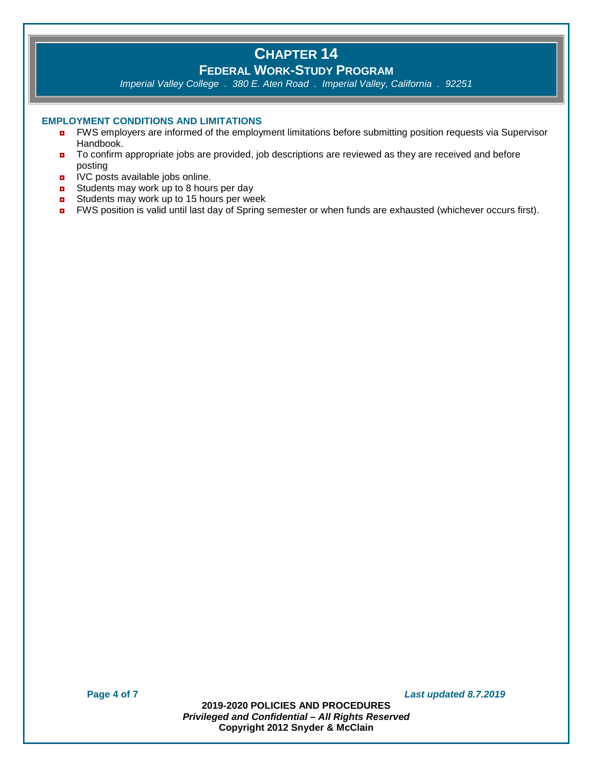## EMPLOYMENT CONDITIONS AND LIMITATIONS

- FWS employers are informed of the employment limitations before submitting position requests via Supervisor Handbook.
- To confirm appropriate jobs are provided, job descriptions are reviewed as they are received and before posting
- IVC posts available jobs online.
- Students may work up to 8 hours per day
- Students may work up to 15 hours per week
- FWS position is valid until last day of Spring semester or when funds are exhausted (whichever occurs first).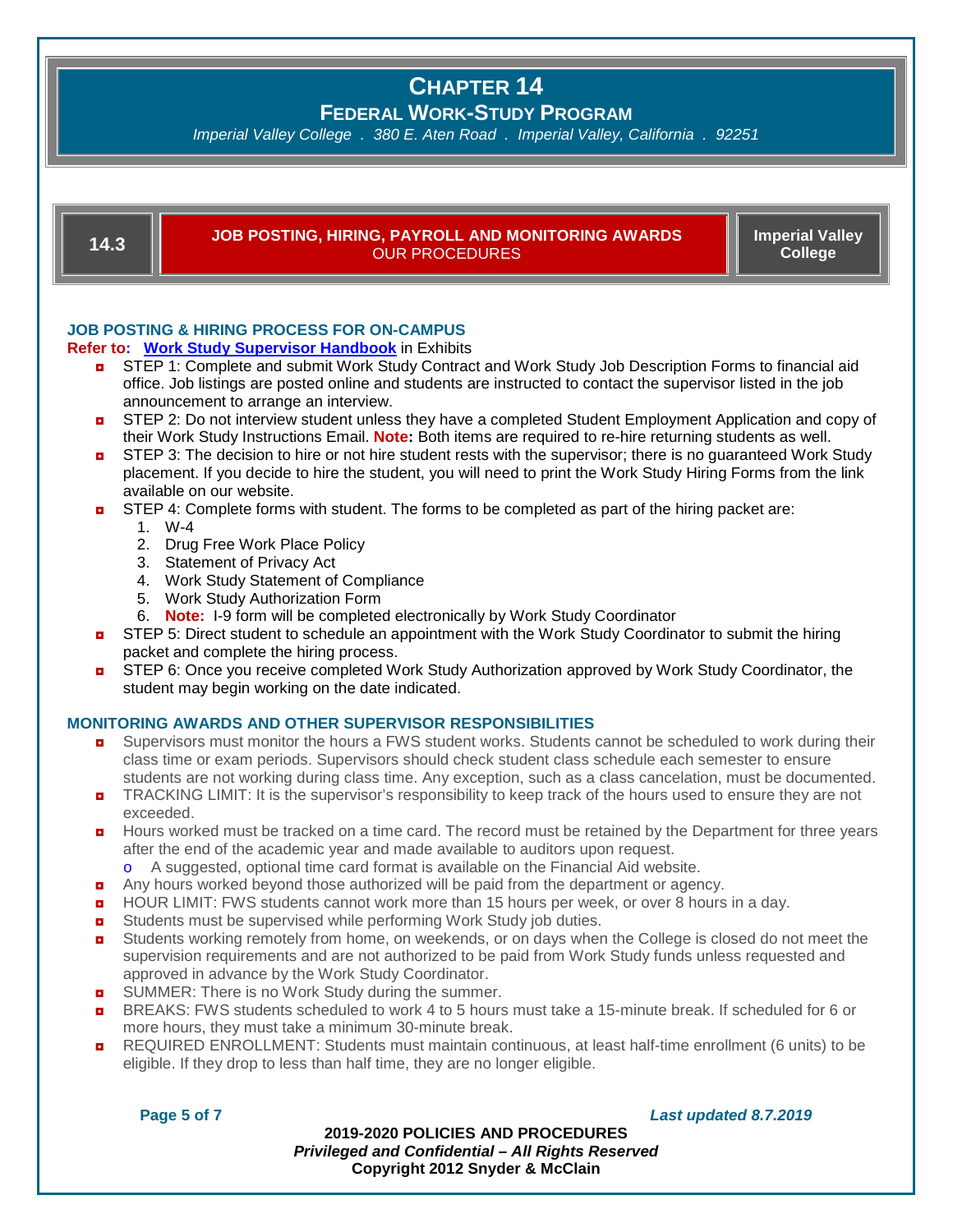# CHAPTER 14
## FEDERAL WORK-STUDY PROGRAM

*Imperial Valley College . 380 E. Aten Road . Imperial Valley, California . 92251*

## 14.3 JOB POSTING, HIRING, PAYROLL AND MONITORING AWARDS — OUR PROCEDURES — Imperial Valley College

### JOB POSTING & HIRING PROCESS FOR ON-CAMPUS

**Refer to:** **Work Study Supervisor Handbook** in Exhibits

- STEP 1: Complete and submit Work Study Contract and Work Study Job Description Forms to financial aid office. Job listings are posted online and students are instructed to contact the supervisor listed in the job announcement to arrange an interview.
- STEP 2: Do not interview student unless they have a completed Student Employment Application and copy of their Work Study Instructions Email. **Note:** Both items are required to re-hire returning students as well.
- STEP 3: The decision to hire or not hire student rests with the supervisor; there is no guaranteed Work Study placement. If you decide to hire the student, you will need to print the Work Study Hiring Forms from the link available on our website.
- STEP 4: Complete forms with student. The forms to be completed as part of the hiring packet are:
  1. W-4
  2. Drug Free Work Place Policy
  3. Statement of Privacy Act
  4. Work Study Statement of Compliance
  5. Work Study Authorization Form
  6. **Note:** I-9 form will be completed electronically by Work Study Coordinator
- STEP 5: Direct student to schedule an appointment with the Work Study Coordinator to submit the hiring packet and complete the hiring process.
- STEP 6: Once you receive completed Work Study Authorization approved by Work Study Coordinator, the student may begin working on the date indicated.

### MONITORING AWARDS AND OTHER SUPERVISOR RESPONSIBILITIES

- Supervisors must monitor the hours a FWS student works. Students cannot be scheduled to work during their class time or exam periods. Supervisors should check student class schedule each semester to ensure students are not working during class time. Any exception, such as a class cancelation, must be documented.
- TRACKING LIMIT: It is the supervisor's responsibility to keep track of the hours used to ensure they are not exceeded.
- Hours worked must be tracked on a time card. The record must be retained by the Department for three years after the end of the academic year and made available to auditors upon request.
  - A suggested, optional time card format is available on the Financial Aid website.
- Any hours worked beyond those authorized will be paid from the department or agency.
- HOUR LIMIT: FWS students cannot work more than 15 hours per week, or over 8 hours in a day.
- Students must be supervised while performing Work Study job duties.
- Students working remotely from home, on weekends, or on days when the College is closed do not meet the supervision requirements and are not authorized to be paid from Work Study funds unless requested and approved in advance by the Work Study Coordinator.
- SUMMER: There is no Work Study during the summer.
- BREAKS: FWS students scheduled to work 4 to 5 hours must take a 15-minute break. If scheduled for 6 or more hours, they must take a minimum 30-minute break.
- REQUIRED ENROLLMENT: Students must maintain continuous, at least half-time enrollment (6 units) to be eligible. If they drop to less than half time, they are no longer eligible.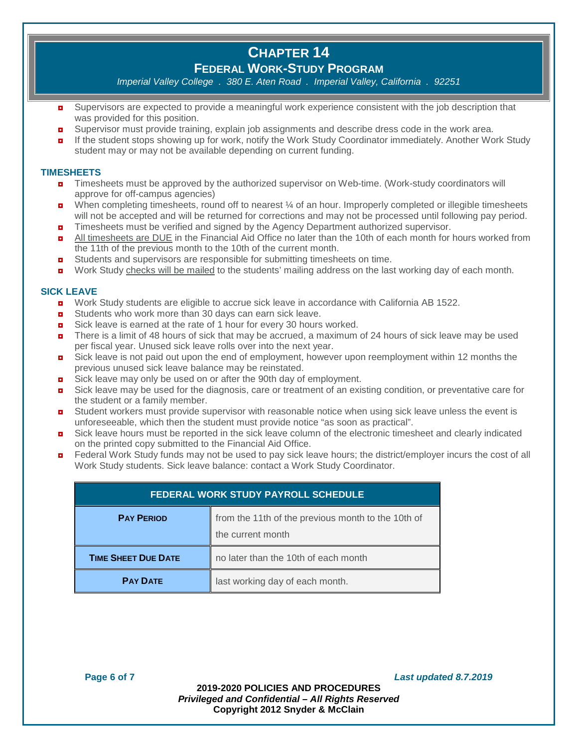- Supervisors are expected to provide a meaningful work experience consistent with the job description that was provided for this position.
- Supervisor must provide training, explain job assignments and describe dress code in the work area.
- If the student stops showing up for work, notify the Work Study Coordinator immediately. Another Work Study student may or may not be available depending on current funding.

### TIMESHEETS

- Timesheets must be approved by the authorized supervisor on Web-time. (Work-study coordinators will approve for off-campus agencies)
- When completing timesheets, round off to nearest ¼ of an hour. Improperly completed or illegible timesheets will not be accepted and will be returned for corrections and may not be processed until following pay period.
- Timesheets must be verified and signed by the Agency Department authorized supervisor.
- <u>All timesheets are DUE</u> in the Financial Aid Office no later than the 10th of each month for hours worked from the 11th of the previous month to the 10th of the current month.
- Students and supervisors are responsible for submitting timesheets on time.
- Work Study <u>checks will be mailed</u> to the students' mailing address on the last working day of each month.

### SICK LEAVE

- Work Study students are eligible to accrue sick leave in accordance with California AB 1522.
- Students who work more than 30 days can earn sick leave.
- Sick leave is earned at the rate of 1 hour for every 30 hours worked.
- There is a limit of 48 hours of sick that may be accrued, a maximum of 24 hours of sick leave may be used per fiscal year. Unused sick leave rolls over into the next year.
- Sick leave is not paid out upon the end of employment, however upon reemployment within 12 months the previous unused sick leave balance may be reinstated.
- Sick leave may only be used on or after the 90th day of employment.
- Sick leave may be used for the diagnosis, care or treatment of an existing condition, or preventative care for the student or a family member.
- Student workers must provide supervisor with reasonable notice when using sick leave unless the event is unforeseeable, which then the student must provide notice "as soon as practical".
- Sick leave hours must be reported in the sick leave column of the electronic timesheet and clearly indicated on the printed copy submitted to the Financial Aid Office.
- Federal Work Study funds may not be used to pay sick leave hours; the district/employer incurs the cost of all Work Study students. Sick leave balance: contact a Work Study Coordinator.

| FEDERAL WORK STUDY PAYROLL SCHEDULE | |
|---|---|
| **PAY PERIOD** | from the 11th of the previous month to the 10th of the current month |
| **TIME SHEET DUE DATE** | no later than the 10th of each month |
| **PAY DATE** | last working day of each month. |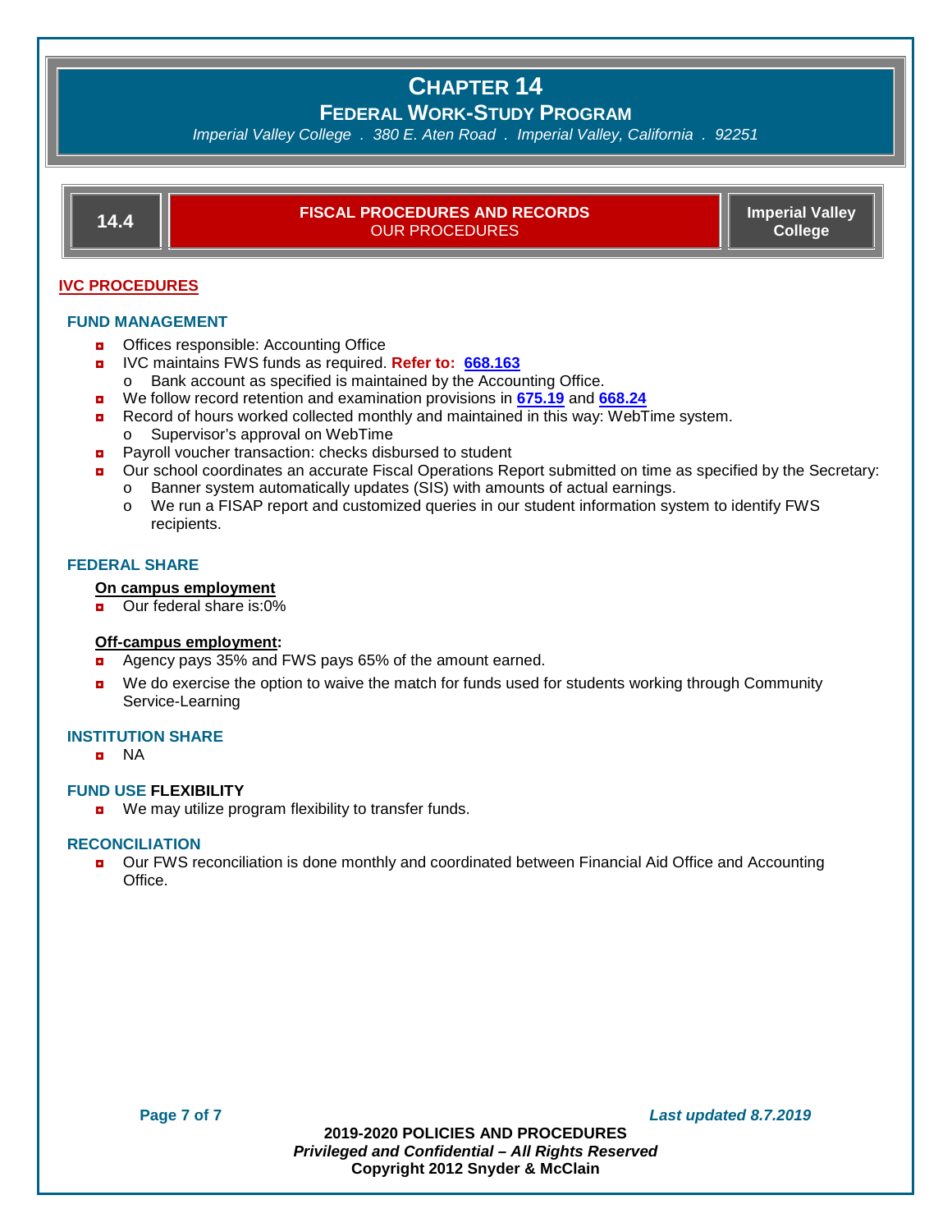# Chapter 14
## Federal Work-Study Program
*Imperial Valley College . 380 E. Aten Road . Imperial Valley, California . 92251*

| 14.4 | FISCAL PROCEDURES AND RECORDS OUR PROCEDURES | Imperial Valley College |
|---|---|---|

### IVC PROCEDURES

#### FUND MANAGEMENT

- Offices responsible: Accounting Office
- IVC maintains FWS funds as required. **Refer to: 668.163**
  - Bank account as specified is maintained by the Accounting Office.
- We follow record retention and examination provisions in **675.19** and **668.24**
- Record of hours worked collected monthly and maintained in this way: WebTime system.
  - Supervisor's approval on WebTime
- Payroll voucher transaction: checks disbursed to student
- Our school coordinates an accurate Fiscal Operations Report submitted on time as specified by the Secretary:
  - Banner system automatically updates (SIS) with amounts of actual earnings.
  - We run a FISAP report and customized queries in our student information system to identify FWS recipients.

#### FEDERAL SHARE

**On campus employment**

- Our federal share is:0%

**Off-campus employment:**

- Agency pays 35% and FWS pays 65% of the amount earned.
- We do exercise the option to waive the match for funds used for students working through Community Service-Learning

#### INSTITUTION SHARE

- NA

#### FUND USE FLEXIBILITY

- We may utilize program flexibility to transfer funds.

#### RECONCILIATION

- Our FWS reconciliation is done monthly and coordinated between Financial Aid Office and Accounting Office.